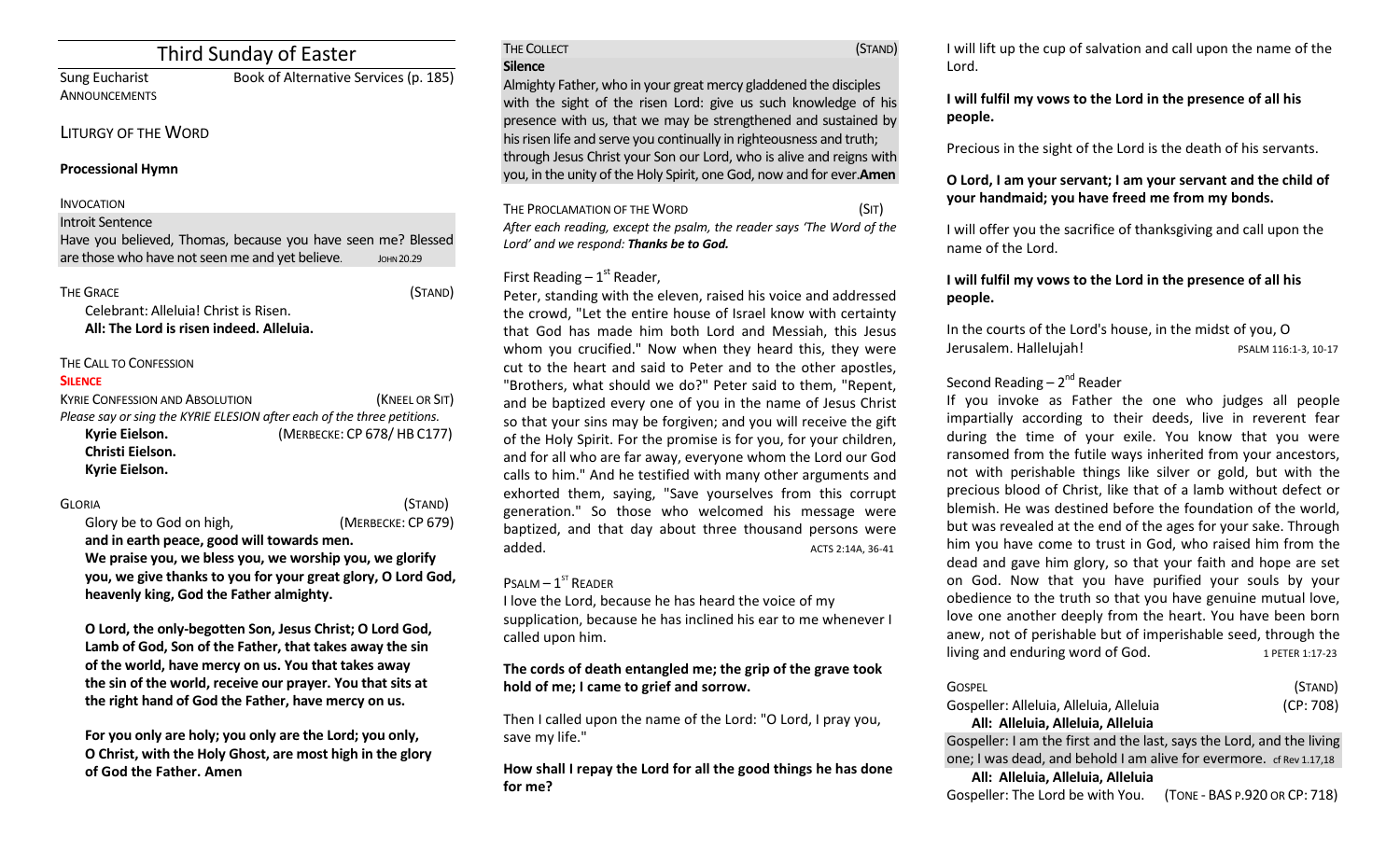# Third Sunday of Easter

Sung Eucharist — Book of Alternative Services (p. 185)

ANNOUNCEMENTS

## LITURGY OF THE WORD

**Processional Hymn**

INVOCATION

Introit Sentence

Have you believed, Thomas, because you have seen me? Blessed are those who have not seen me and yet believe. JOHN 20.29

THE GRACE (STAND)

Celebrant: Alleluia! Christ is Risen.

**All: The Lord is risen indeed. Alleluia.**

THE CALL TO CONFESSION

**SILENCE**

KYRIE CONFESSION AND ABSOLUTION (KNEEL OR SIT)

*Please say or sing the KYRIE ELESION after each of the three petitions.*

**Kyrie Eielson.** (MERBECKE: CP 678/ HB C177)

**Christi Eielson.**

**Kyrie Eielson.**

GLORIA (STAND)

Glory be to God on high, (MERBECKE: CP 679)

**and in earth peace, good will towards men.**

**We praise you, we bless you, we worship you, we glorify you, we give thanks to you for your great glory, O Lord God, heavenly king, God the Father almighty.**

**O Lord, the only-begotten Son, Jesus Christ; O Lord God, Lamb of God, Son of the Father, that takes away the sin of the world, have mercy on us. You that takes away the sin of the world, receive our prayer. You that sits at the right hand of God the Father, have mercy on us.**

**For you only are holy; you only are the Lord; you only, O Christ, with the Holy Ghost, are most high in the glory of God the Father. Amen**

THE COLLECT (STAND)

**Silence**

Almighty Father, who in your great mercy gladdened the disciples with the sight of the risen Lord: give us such knowledge of his presence with us, that we may be strengthened and sustained by his risen life and serve you continually in righteousness and truth; through Jesus Christ your Son our Lord, who is alive and reigns with you, in the unity of the Holy Spirit, one God, now and for ever.**Amen**

THE PROCLAMATION OF THE WORD (SIT)

*After each reading, except the psalm, the reader says 'The Word of the Lord' and we respond:* ***Thanks be to God.***

First Reading – 1st Reader,

Peter, standing with the eleven, raised his voice and addressed the crowd, "Let the entire house of Israel know with certainty that God has made him both Lord and Messiah, this Jesus whom you crucified." Now when they heard this, they were cut to the heart and said to Peter and to the other apostles, "Brothers, what should we do?" Peter said to them, "Repent, and be baptized every one of you in the name of Jesus Christ so that your sins may be forgiven; and you will receive the gift of the Holy Spirit. For the promise is for you, for your children, and for all who are far away, everyone whom the Lord our God calls to him." And he testified with many other arguments and exhorted them, saying, "Save yourselves from this corrupt generation." So those who welcomed his message were baptized, and that day about three thousand persons were added. ACTS 2:14A, 36-41

PSALM – 1ST READER

I love the Lord, because he has heard the voice of my supplication, because he has inclined his ear to me whenever I called upon him.

**The cords of death entangled me; the grip of the grave took hold of me; I came to grief and sorrow.**

Then I called upon the name of the Lord: "O Lord, I pray you, save my life."

**How shall I repay the Lord for all the good things he has done for me?**

I will lift up the cup of salvation and call upon the name of the Lord.

**I will fulfil my vows to the Lord in the presence of all his people.**

Precious in the sight of the Lord is the death of his servants.

**O Lord, I am your servant; I am your servant and the child of your handmaid; you have freed me from my bonds.**

I will offer you the sacrifice of thanksgiving and call upon the name of the Lord.

**I will fulfil my vows to the Lord in the presence of all his people.**

In the courts of the Lord's house, in the midst of you, O Jerusalem. Hallelujah! PSALM 116:1-3, 10-17

Second Reading – 2nd Reader

If you invoke as Father the one who judges all people impartially according to their deeds, live in reverent fear during the time of your exile. You know that you were ransomed from the futile ways inherited from your ancestors, not with perishable things like silver or gold, but with the precious blood of Christ, like that of a lamb without defect or blemish. He was destined before the foundation of the world, but was revealed at the end of the ages for your sake. Through him you have come to trust in God, who raised him from the dead and gave him glory, so that your faith and hope are set on God. Now that you have purified your souls by your obedience to the truth so that you have genuine mutual love, love one another deeply from the heart. You have been born anew, not of perishable but of imperishable seed, through the living and enduring word of God. 1 PETER 1:17-23

GOSPEL (STAND)

Gospeller: Alleluia, Alleluia, Alleluia (CP: 708)

**All: Alleluia, Alleluia, Alleluia**

Gospeller: I am the first and the last, says the Lord, and the living one; I was dead, and behold I am alive for evermore. cf Rev 1.17,18

**All: Alleluia, Alleluia, Alleluia**

Gospeller: The Lord be with You. (TONE - BAS P.920 OR CP: 718)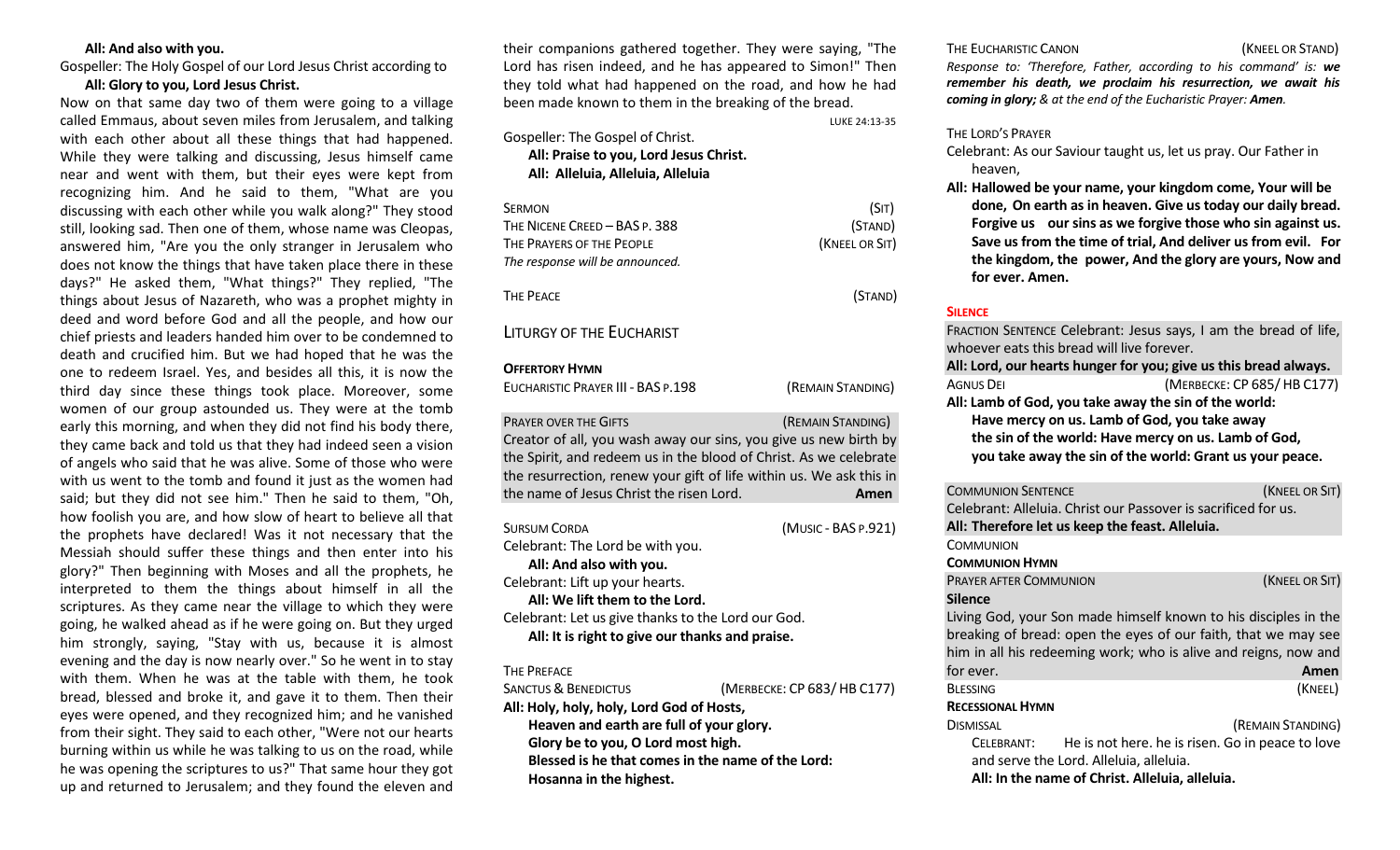**All: And also with you.**

Gospeller: The Holy Gospel of our Lord Jesus Christ according to

**All: Glory to you, Lord Jesus Christ.**

Now on that same day two of them were going to a village called Emmaus, about seven miles from Jerusalem, and talking with each other about all these things that had happened. While they were talking and discussing, Jesus himself came near and went with them, but their eyes were kept from recognizing him. And he said to them, "What are you discussing with each other while you walk along?" They stood still, looking sad. Then one of them, whose name was Cleopas, answered him, "Are you the only stranger in Jerusalem who does not know the things that have taken place there in these days?" He asked them, "What things?" They replied, "The things about Jesus of Nazareth, who was a prophet mighty in deed and word before God and all the people, and how our chief priests and leaders handed him over to be condemned to death and crucified him. But we had hoped that he was the one to redeem Israel. Yes, and besides all this, it is now the third day since these things took place. Moreover, some women of our group astounded us. They were at the tomb early this morning, and when they did not find his body there, they came back and told us that they had indeed seen a vision of angels who said that he was alive. Some of those who were with us went to the tomb and found it just as the women had said; but they did not see him." Then he said to them, "Oh, how foolish you are, and how slow of heart to believe all that the prophets have declared! Was it not necessary that the Messiah should suffer these things and then enter into his glory?" Then beginning with Moses and all the prophets, he interpreted to them the things about himself in all the scriptures. As they came near the village to which they were going, he walked ahead as if he were going on. But they urged him strongly, saying, "Stay with us, because it is almost evening and the day is now nearly over." So he went in to stay with them. When he was at the table with them, he took bread, blessed and broke it, and gave it to them. Then their eyes were opened, and they recognized him; and he vanished from their sight. They said to each other, "Were not our hearts burning within us while he was talking to us on the road, while he was opening the scriptures to us?" That same hour they got up and returned to Jerusalem; and they found the eleven and their companions gathered together. They were saying, "The Lord has risen indeed, and he has appeared to Simon!" Then they told what had happened on the road, and how he had been made known to them in the breaking of the bread.

LUKE 24:13-35

Gospeller: The Gospel of Christ.

**All: Praise to you, Lord Jesus Christ.**

**All: Alleluia, Alleluia, Alleluia**

SERMON (SIT)

THE NICENE CREED – BAS P. 388 (STAND)

THE PRAYERS OF THE PEOPLE (KNEEL OR SIT)

*The response will be announced.*

THE PEACE (STAND)

## LITURGY OF THE EUCHARIST

**OFFERTORY HYMN**

EUCHARISTIC PRAYER III - BAS P.198 (REMAIN STANDING)

PRAYER OVER THE GIFTS (REMAIN STANDING)

Creator of all, you wash away our sins, you give us new birth by the Spirit, and redeem us in the blood of Christ. As we celebrate the resurrection, renew your gift of life within us. We ask this in the name of Jesus Christ the risen Lord. **Amen**

SURSUM CORDA (MUSIC - BAS P.921)

Celebrant: The Lord be with you.

**All: And also with you.**

Celebrant: Lift up your hearts.

**All: We lift them to the Lord.**

Celebrant: Let us give thanks to the Lord our God.

**All: It is right to give our thanks and praise.**

THE PREFACE

SANCTUS & BENEDICTUS (MERBECKE: CP 683/ HB C177)

**All: Holy, holy, holy, Lord God of Hosts,**
**Heaven and earth are full of your glory.**
**Glory be to you, O Lord most high.**
**Blessed is he that comes in the name of the Lord:**
**Hosanna in the highest.**

THE EUCHARISTIC CANON (KNEEL OR STAND)

*Response to: 'Therefore, Father, according to his command' is:* ***we remember his death, we proclaim his resurrection, we await his coming in glory;*** *& at the end of the Eucharistic Prayer:* ***Amen****.*

THE LORD'S PRAYER

Celebrant: As our Saviour taught us, let us pray. Our Father in heaven,

**All: Hallowed be your name, your kingdom come, Your will be done, On earth as in heaven. Give us today our daily bread. Forgive us our sins as we forgive those who sin against us. Save us from the time of trial, And deliver us from evil. For the kingdom, the power, And the glory are yours, Now and for ever. Amen.**

**SILENCE**

FRACTION SENTENCE Celebrant: Jesus says, I am the bread of life, whoever eats this bread will live forever.

**All: Lord, our hearts hunger for you; give us this bread always.**

AGNUS DEI (MERBECKE: CP 685/ HB C177)

**All: Lamb of God, you take away the sin of the world:**
**Have mercy on us. Lamb of God, you take away**
**the sin of the world: Have mercy on us. Lamb of God,**
**you take away the sin of the world: Grant us your peace.**

COMMUNION SENTENCE (KNEEL OR SIT)

Celebrant: Alleluia. Christ our Passover is sacrificed for us.

**All: Therefore let us keep the feast. Alleluia.**

COMMUNION

**COMMUNION HYMN**

PRAYER AFTER COMMUNION (KNEEL OR SIT)

**Silence**

Living God, your Son made himself known to his disciples in the breaking of bread: open the eyes of our faith, that we may see him in all his redeeming work; who is alive and reigns, now and for ever. **Amen**

BLESSING (KNEEL)

**RECESSIONAL HYMN**

DISMISSAL (REMAIN STANDING)

CELEBRANT: He is not here. he is risen. Go in peace to love and serve the Lord. Alleluia, alleluia.

**All: In the name of Christ. Alleluia, alleluia.**